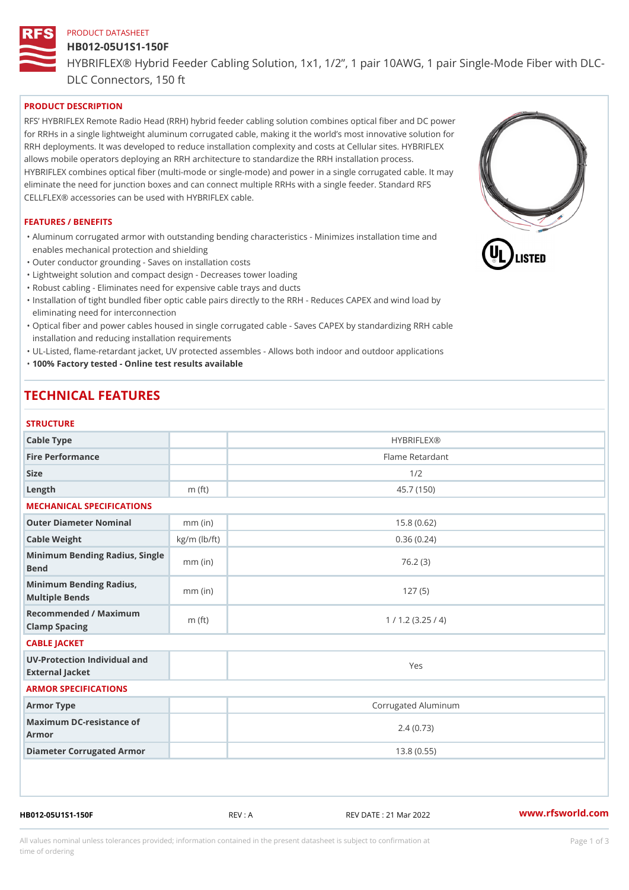PRODUCT DATASHEET

# HB012-05U1S1-150F

HYBRIFLEX® Hybrid Feeder Cabling Solution, 1x1, 1/2", 1 pair 10AWG, 1 pair Single-Mode Fiber with DLC-DLC Connectors, 150 ft

## PRODUCT DESCRIPTION

RFS' HYBRIFLEX Remote Radio Head (RRH) hybrid feeder cabling solution combines optical fiber and DC power for RRHs in a single lightweight aluminum corrugated cable, making it the world's most innovative solution for RRH deployments. It was developed to reduce installation complexity and costs at Cellular sites. HYBRIFLEX allows mobile operators deploying an RRH architecture to standardize the RRH installation process. HYBRIFLEX combines optical fiber (multi-mode or single-mode) and power in a single corrugated cable. It may eliminate the need for junction boxes and can connect multiple RRHs with a single feeder. Standard RFS CELLFLEX® accessories can be used with HYBRIFLEX cable.

## FEATURES / BENEFITS

- Aluminum corrugated armor with outstanding bending characteristics - Minimizes installation time and enables mechanical protection and shielding
- Outer conductor grounding - Saves on installation costs
- Lightweight solution and compact design - Decreases tower loading
- Robust cabling - Eliminates need for expensive cable trays and ducts
- Installation of tight bundled fiber optic cable pairs directly to the RRH - Reduces CAPEX and wind load by eliminating need for interconnection
- Optical fiber and power cables housed in single corrugated cable - Saves CAPEX by standardizing RRH cable installation and reducing installation requirements
- UL-Listed, flame-retardant jacket, UV protected assembles - Allows both indoor and outdoor applications
- **100% Factory tested - Online test results available**

# TECHNICAL FEATURES

## STRUCTURE

| | | |
|---|---|---|
| Cable Type | | HYBRIFLEX® |
| Fire Performance | | Flame Retardant |
| Size | | 1/2 |
| Length | m (ft) | 45.7 (150) |

## MECHANICAL SPECIFICATIONS

| | | |
|---|---|---|
| Outer Diameter Nominal | mm (in) | 15.8 (0.62) |
| Cable Weight | kg/m (lb/ft) | 0.36 (0.24) |
| Minimum Bending Radius, Single Bend | mm (in) | 76.2 (3) |
| Minimum Bending Radius, Multiple Bends | mm (in) | 127 (5) |
| Recommended / Maximum Clamp Spacing | m (ft) | 1 / 1.2 (3.25 / 4) |

## CABLE JACKET

| | | |
|---|---|---|
| UV-Protection Individual and External Jacket | | Yes |

## ARMOR SPECIFICATIONS

| | | |
|---|---|---|
| Armor Type | | Corrugated Aluminum |
| Maximum DC-resistance of Armor | | 2.4 (0.73) |
| Diameter Corrugated Armor | | 13.8 (0.55) |

HB012-05U1S1-150F REV : A REV DATE : 21 Mar 2022 www.rfsworld.com

All values nominal unless tolerances provided; information contained in the present datasheet is subject to confirmation at time of ordering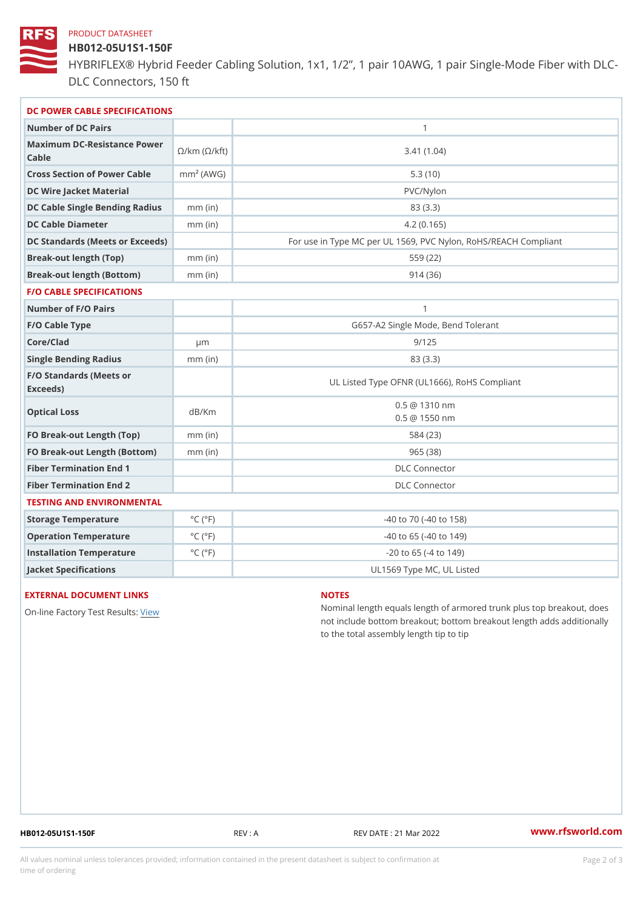PRODUCT DATASHEET

# HB012-05U1S1-150F

HYBRIFLEX® Hybrid Feeder Cabling Solution, 1x1, 1/2”, 1 pair 10AWG, 1 pair Single-Mode Fiber with DLC-DLC Connectors, 150 ft

## DC POWER CABLE SPECIFICATIONS

| | | |
|---|---|---|
| Number of DC Pairs | | 1 |
| Maximum DC-Resistance Power Cable | Ω/km (Ω/kft) | 3.41 (1.04) |
| Cross Section of Power Cable | $mm^2$ (AWG) | 5.3 (10) |
| DC Wire Jacket Material | | PVC/Nylon |
| DC Cable Single Bending Radius | mm (in) | 83 (3.3) |
| DC Cable Diameter | mm (in) | 4.2 (0.165) |
| DC Standards (Meets or Exceeds) | | For use in Type MC per UL 1569, PVC Nylon, RoHS/REACH Compliant |
| Break-out length (Top) | mm (in) | 559 (22) |
| Break-out length (Bottom) | mm (in) | 914 (36) |

## F/O CABLE SPECIFICATIONS

| | | |
|---|---|---|
| Number of F/O Pairs | | 1 |
| F/O Cable Type | | G657-A2 Single Mode, Bend Tolerant |
| Core/Clad | μm | 9/125 |
| Single Bending Radius | mm (in) | 83 (3.3) |
| F/O Standards (Meets or Exceeds) | | UL Listed Type OFNR (UL1666), RoHS Compliant |
| Optical Loss | dB/Km | 0.5 @ 1310 nm<br>0.5 @ 1550 nm |
| FO Break-out Length (Top) | mm (in) | 584 (23) |
| FO Break-out Length (Bottom) | mm (in) | 965 (38) |
| Fiber Termination End 1 | | DLC Connector |
| Fiber Termination End 2 | | DLC Connector |

## TESTING AND ENVIRONMENTAL

| | | |
|---|---|---|
| Storage Temperature | °C (°F) | -40 to 70 (-40 to 158) |
| Operation Temperature | °C (°F) | -40 to 65 (-40 to 149) |
| Installation Temperature | °C (°F) | -20 to 65 (-4 to 149) |
| Jacket Specifications | | UL1569 Type MC, UL Listed |

## EXTERNAL DOCUMENT LINKS

On-line Factory Test Results: View

## NOTES

Nominal length equals length of armored trunk plus top breakout, does not include bottom breakout; bottom breakout length adds additionally to the total assembly length tip to tip

HB012-05U1S1-150F REV : A REV DATE : 21 Mar 2022 www.rfsworld.com

All values nominal unless tolerances provided; information contained in the present datasheet is subject to confirmation at time of ordering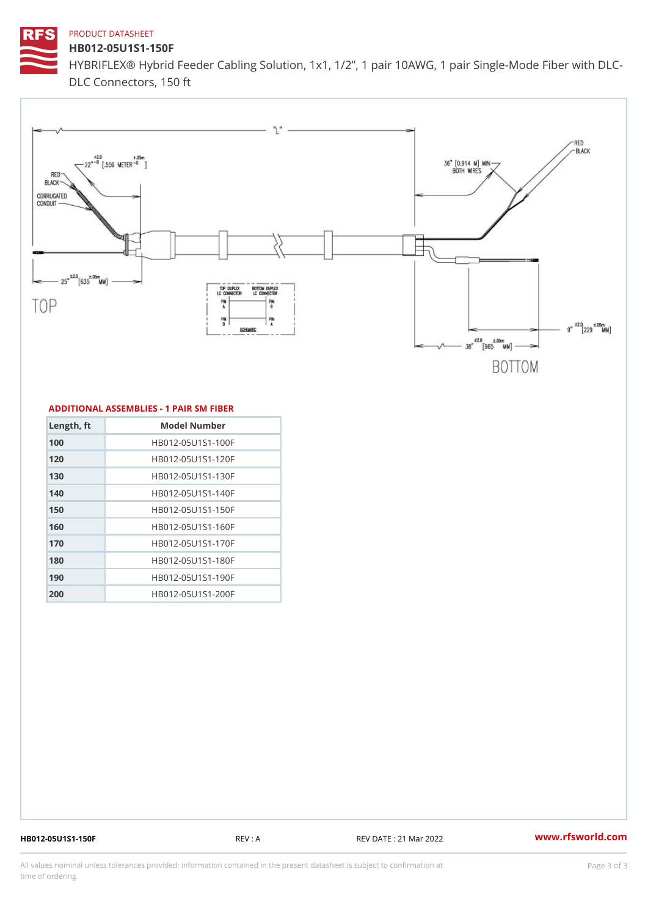PRODUCT DATASHEET

# HB012-05U1S1-150F

HYBRIFLEX® Hybrid Feeder Cabling Solution, 1x1, 1/2", 1 pair 10AWG, 1 pair Single-Mode Fiber with DLC-DLC Connectors, 150 ft

"L"

22" +2.0 −0 [.559 METER +.05m −0 ]

RED
BLACK

CORRUGATED
CONDUIT

36" [0.914 M] MIN
BOTH WIRES

RED
BLACK

25" ±2.0 [635 ±.05m MM]

TOP

TOP DUPLEX LC CONNECTOR
BOTTOM DUPLEX LC CONNECTOR

PIN A
PIN B
PIN B
PIN A

SCHEMATIC

9" ±2.0 [229 ±.05m MM]

38" ±2.0 [965 ±.05m MM]

BOTTOM

## ADDITIONAL ASSEMBLIES - 1 PAIR SM FIBER

| Length, ft | Model Number |
|---|---|
| 100 | HB012-05U1S1-100F |
| 120 | HB012-05U1S1-120F |
| 130 | HB012-05U1S1-130F |
| 140 | HB012-05U1S1-140F |
| 150 | HB012-05U1S1-150F |
| 160 | HB012-05U1S1-160F |
| 170 | HB012-05U1S1-170F |
| 180 | HB012-05U1S1-180F |
| 190 | HB012-05U1S1-190F |
| 200 | HB012-05U1S1-200F |

HB012-05U1S1-150F REV : A REV DATE : 21 Mar 2022 www.rfsworld.com

All values nominal unless tolerances provided; information contained in the present datasheet is subject to confirmation at time of ordering